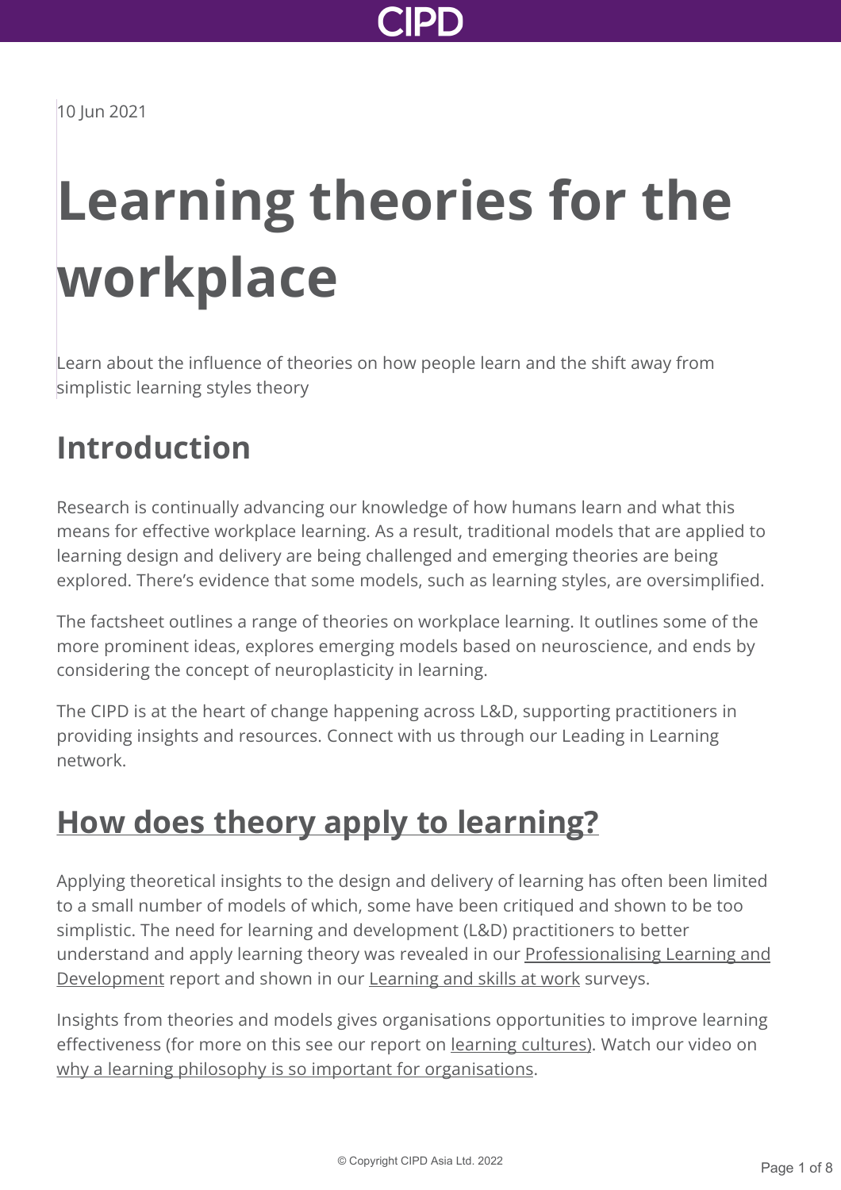10 Jun 2021

# Learning theories for the workplace

Learn about the influence of theories on how people learn and the shift away from simplistic learning styles theory

## Introduction

Research is continually advancing our knowledge of how humans learn and what this means for effective workplace learning. As a result, traditional models that are applied to learning design and delivery are being challenged and emerging theories are being explored. There's evidence that some models, such as learning styles, are oversimplified.

The factsheet outlines a range of theories on workplace learning. It outlines some of the more prominent ideas, explores emerging models based on neuroscience, and ends by considering the concept of neuroplasticity in learning.

The CIPD is at the heart of change happening across L&D, supporting practitioners in providing insights and resources. Connect with us through our Leading in Learning network.

## How does theory apply to learning?

Applying theoretical insights to the design and delivery of learning has often been limited to a small number of models of which, some have been critiqued and shown to be too simplistic. The need for learning and development (L&D) practitioners to better understand and apply learning theory was revealed in our Professionalising Learning and Development report and shown in our Learning and skills at work surveys.

Insights from theories and models gives organisations opportunities to improve learning effectiveness (for more on this see our report on learning cultures). Watch our video on why a learning philosophy is so important for organisations.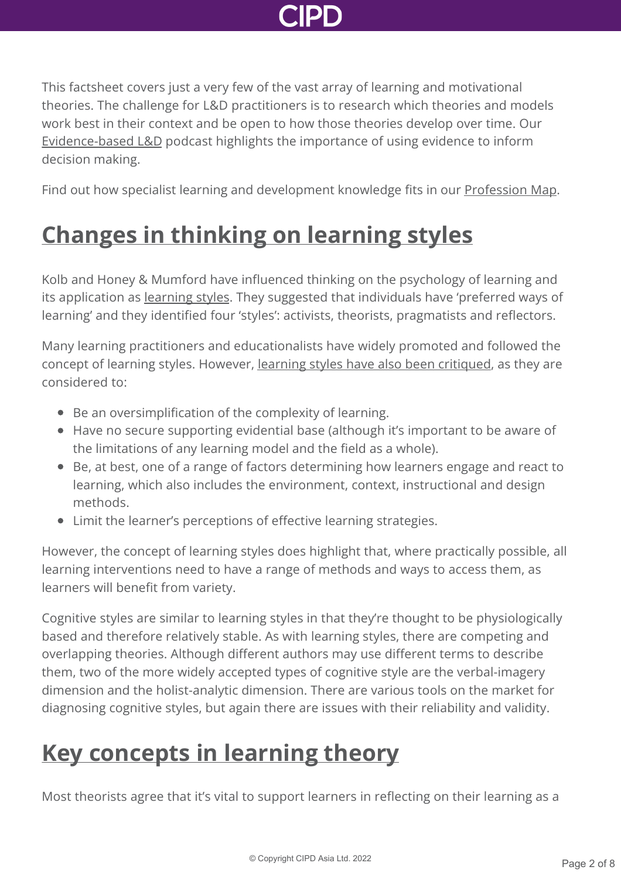This factsheet covers just a very few of the vast array of learning and motivational theories. The challenge for L&D practitioners is to research which theories and models work best in their context and be open to how those theories develop over time. Our Evidence-based L&D podcast highlights the importance of using evidence to inform decision making.

Find out how specialist learning and development knowledge fits in our Profession Map.

## Changes in thinking on learning styles

Kolb and Honey & Mumford have influenced thinking on the psychology of learning and its application as learning styles. They suggested that individuals have 'preferred ways of learning' and they identified four 'styles': activists, theorists, pragmatists and reflectors.

Many learning practitioners and educationalists have widely promoted and followed the concept of learning styles. However, learning styles have also been critiqued, as they are considered to:

- Be an oversimplification of the complexity of learning.
- Have no secure supporting evidential base (although it's important to be aware of the limitations of any learning model and the field as a whole).
- Be, at best, one of a range of factors determining how learners engage and react to learning, which also includes the environment, context, instructional and design methods.
- Limit the learner's perceptions of effective learning strategies.

However, the concept of learning styles does highlight that, where practically possible, all learning interventions need to have a range of methods and ways to access them, as learners will benefit from variety.

Cognitive styles are similar to learning styles in that they're thought to be physiologically based and therefore relatively stable. As with learning styles, there are competing and overlapping theories. Although different authors may use different terms to describe them, two of the more widely accepted types of cognitive style are the verbal-imagery dimension and the holist-analytic dimension. There are various tools on the market for diagnosing cognitive styles, but again there are issues with their reliability and validity.

## Key concepts in learning theory

Most theorists agree that it's vital to support learners in reflecting on their learning as a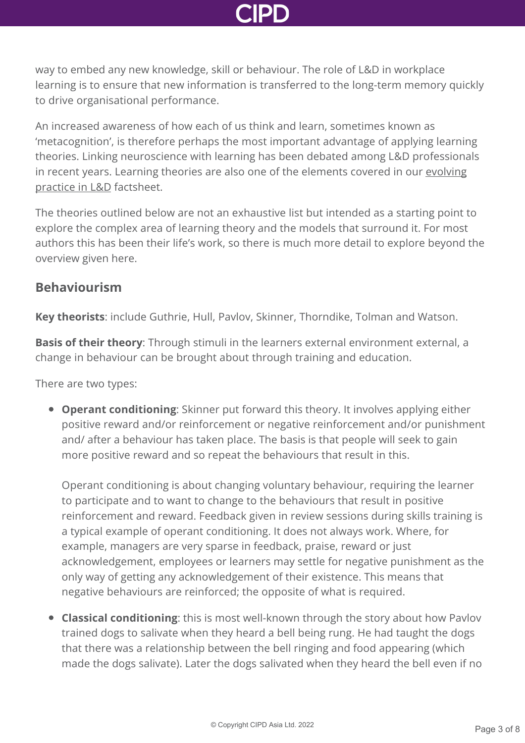way to embed any new knowledge, skill or behaviour. The role of L&D in workplace learning is to ensure that new information is transferred to the long-term memory quickly to drive organisational performance.

An increased awareness of how each of us think and learn, sometimes known as 'metacognition', is therefore perhaps the most important advantage of applying learning theories. Linking neuroscience with learning has been debated among L&D professionals in recent years. Learning theories are also one of the elements covered in our evolving practice in L&D factsheet.

The theories outlined below are not an exhaustive list but intended as a starting point to explore the complex area of learning theory and the models that surround it. For most authors this has been their life's work, so there is much more detail to explore beyond the overview given here.

## Behaviourism

**Key theorists**: include Guthrie, Hull, Pavlov, Skinner, Thorndike, Tolman and Watson.

**Basis of their theory**: Through stimuli in the learners external environment external, a change in behaviour can be brought about through training and education.

There are two types:

- **Operant conditioning**: Skinner put forward this theory. It involves applying either positive reward and/or reinforcement or negative reinforcement and/or punishment and/ after a behaviour has taken place. The basis is that people will seek to gain more positive reward and so repeat the behaviours that result in this.

  Operant conditioning is about changing voluntary behaviour, requiring the learner to participate and to want to change to the behaviours that result in positive reinforcement and reward. Feedback given in review sessions during skills training is a typical example of operant conditioning. It does not always work. Where, for example, managers are very sparse in feedback, praise, reward or just acknowledgement, employees or learners may settle for negative punishment as the only way of getting any acknowledgement of their existence. This means that negative behaviours are reinforced; the opposite of what is required.

- **Classical conditioning**: this is most well-known through the story about how Pavlov trained dogs to salivate when they heard a bell being rung. He had taught the dogs that there was a relationship between the bell ringing and food appearing (which made the dogs salivate). Later the dogs salivated when they heard the bell even if no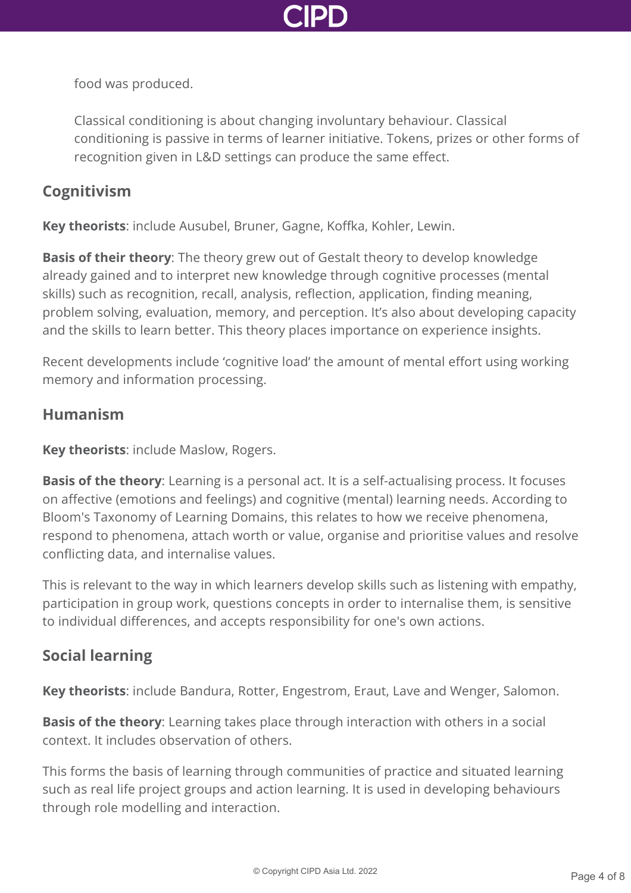food was produced.

Classical conditioning is about changing involuntary behaviour. Classical conditioning is passive in terms of learner initiative. Tokens, prizes or other forms of recognition given in L&D settings can produce the same effect.

## Cognitivism

**Key theorists**: include Ausubel, Bruner, Gagne, Koffka, Kohler, Lewin.

**Basis of their theory**: The theory grew out of Gestalt theory to develop knowledge already gained and to interpret new knowledge through cognitive processes (mental skills) such as recognition, recall, analysis, reflection, application, finding meaning, problem solving, evaluation, memory, and perception. It's also about developing capacity and the skills to learn better. This theory places importance on experience insights.

Recent developments include 'cognitive load' the amount of mental effort using working memory and information processing.

## Humanism

**Key theorists**: include Maslow, Rogers.

**Basis of the theory**: Learning is a personal act. It is a self-actualising process. It focuses on affective (emotions and feelings) and cognitive (mental) learning needs. According to Bloom's Taxonomy of Learning Domains, this relates to how we receive phenomena, respond to phenomena, attach worth or value, organise and prioritise values and resolve conflicting data, and internalise values.

This is relevant to the way in which learners develop skills such as listening with empathy, participation in group work, questions concepts in order to internalise them, is sensitive to individual differences, and accepts responsibility for one's own actions.

## Social learning

**Key theorists**: include Bandura, Rotter, Engestrom, Eraut, Lave and Wenger, Salomon.

**Basis of the theory**: Learning takes place through interaction with others in a social context. It includes observation of others.

This forms the basis of learning through communities of practice and situated learning such as real life project groups and action learning. It is used in developing behaviours through role modelling and interaction.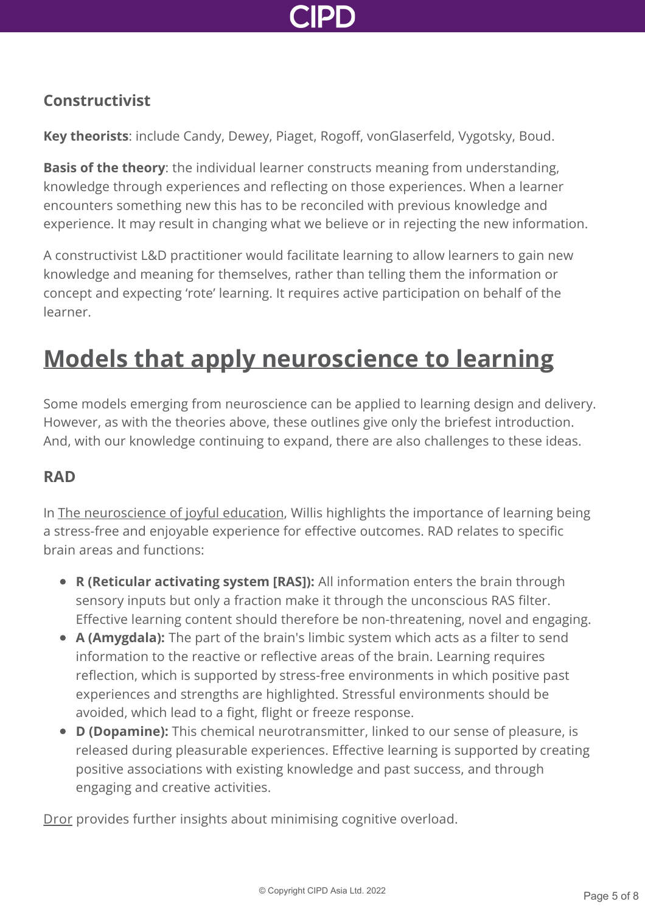### Constructivist

**Key theorists**: include Candy, Dewey, Piaget, Rogoff, vonGlaserfeld, Vygotsky, Boud.

**Basis of the theory**: the individual learner constructs meaning from understanding, knowledge through experiences and reflecting on those experiences. When a learner encounters something new this has to be reconciled with previous knowledge and experience. It may result in changing what we believe or in rejecting the new information.

A constructivist L&D practitioner would facilitate learning to allow learners to gain new knowledge and meaning for themselves, rather than telling them the information or concept and expecting 'rote' learning. It requires active participation on behalf of the learner.

## Models that apply neuroscience to learning

Some models emerging from neuroscience can be applied to learning design and delivery. However, as with the theories above, these outlines give only the briefest introduction. And, with our knowledge continuing to expand, there are also challenges to these ideas.

### RAD

In The neuroscience of joyful education, Willis highlights the importance of learning being a stress-free and enjoyable experience for effective outcomes. RAD relates to specific brain areas and functions:

- **R (Reticular activating system [RAS]):** All information enters the brain through sensory inputs but only a fraction make it through the unconscious RAS filter. Effective learning content should therefore be non-threatening, novel and engaging.
- **A (Amygdala):** The part of the brain's limbic system which acts as a filter to send information to the reactive or reflective areas of the brain. Learning requires reflection, which is supported by stress-free environments in which positive past experiences and strengths are highlighted. Stressful environments should be avoided, which lead to a fight, flight or freeze response.
- **D (Dopamine):** This chemical neurotransmitter, linked to our sense of pleasure, is released during pleasurable experiences. Effective learning is supported by creating positive associations with existing knowledge and past success, and through engaging and creative activities.

Dror provides further insights about minimising cognitive overload.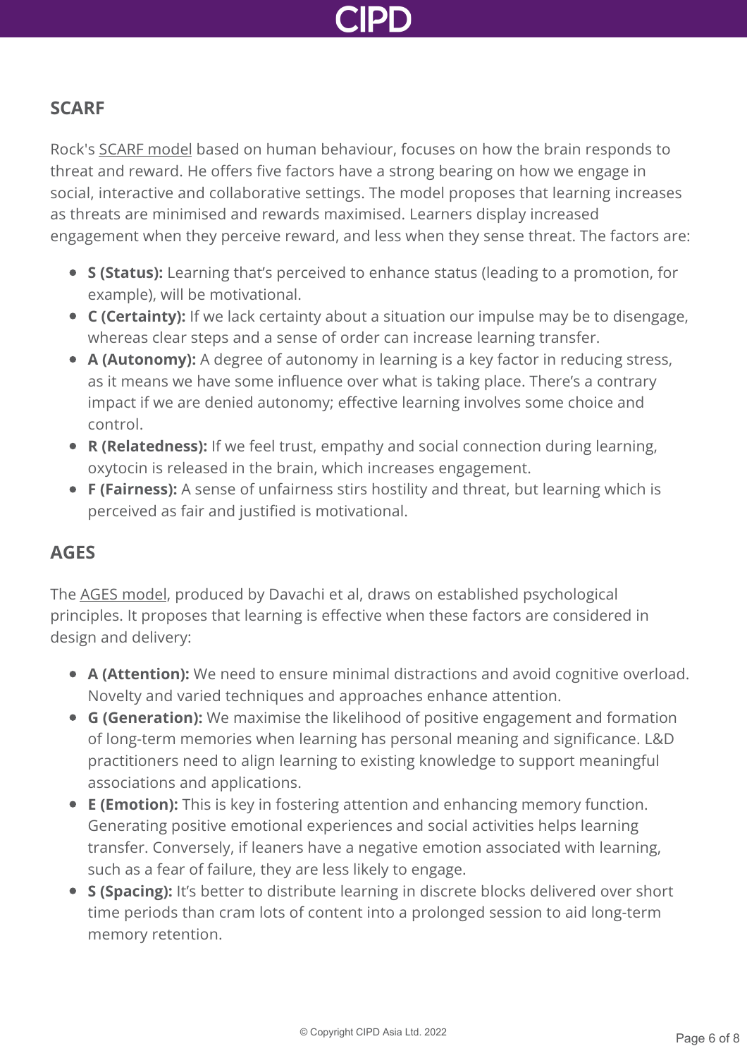## SCARF

Rock's SCARF model based on human behaviour, focuses on how the brain responds to threat and reward. He offers five factors have a strong bearing on how we engage in social, interactive and collaborative settings. The model proposes that learning increases as threats are minimised and rewards maximised. Learners display increased engagement when they perceive reward, and less when they sense threat. The factors are:

- **S (Status):** Learning that's perceived to enhance status (leading to a promotion, for example), will be motivational.
- **C (Certainty):** If we lack certainty about a situation our impulse may be to disengage, whereas clear steps and a sense of order can increase learning transfer.
- **A (Autonomy):** A degree of autonomy in learning is a key factor in reducing stress, as it means we have some influence over what is taking place. There's a contrary impact if we are denied autonomy; effective learning involves some choice and control.
- **R (Relatedness):** If we feel trust, empathy and social connection during learning, oxytocin is released in the brain, which increases engagement.
- **F (Fairness):** A sense of unfairness stirs hostility and threat, but learning which is perceived as fair and justified is motivational.

## AGES

The AGES model, produced by Davachi et al, draws on established psychological principles. It proposes that learning is effective when these factors are considered in design and delivery:

- **A (Attention):** We need to ensure minimal distractions and avoid cognitive overload. Novelty and varied techniques and approaches enhance attention.
- **G (Generation):** We maximise the likelihood of positive engagement and formation of long-term memories when learning has personal meaning and significance. L&D practitioners need to align learning to existing knowledge to support meaningful associations and applications.
- **E (Emotion):** This is key in fostering attention and enhancing memory function. Generating positive emotional experiences and social activities helps learning transfer. Conversely, if leaners have a negative emotion associated with learning, such as a fear of failure, they are less likely to engage.
- **S (Spacing):** It's better to distribute learning in discrete blocks delivered over short time periods than cram lots of content into a prolonged session to aid long-term memory retention.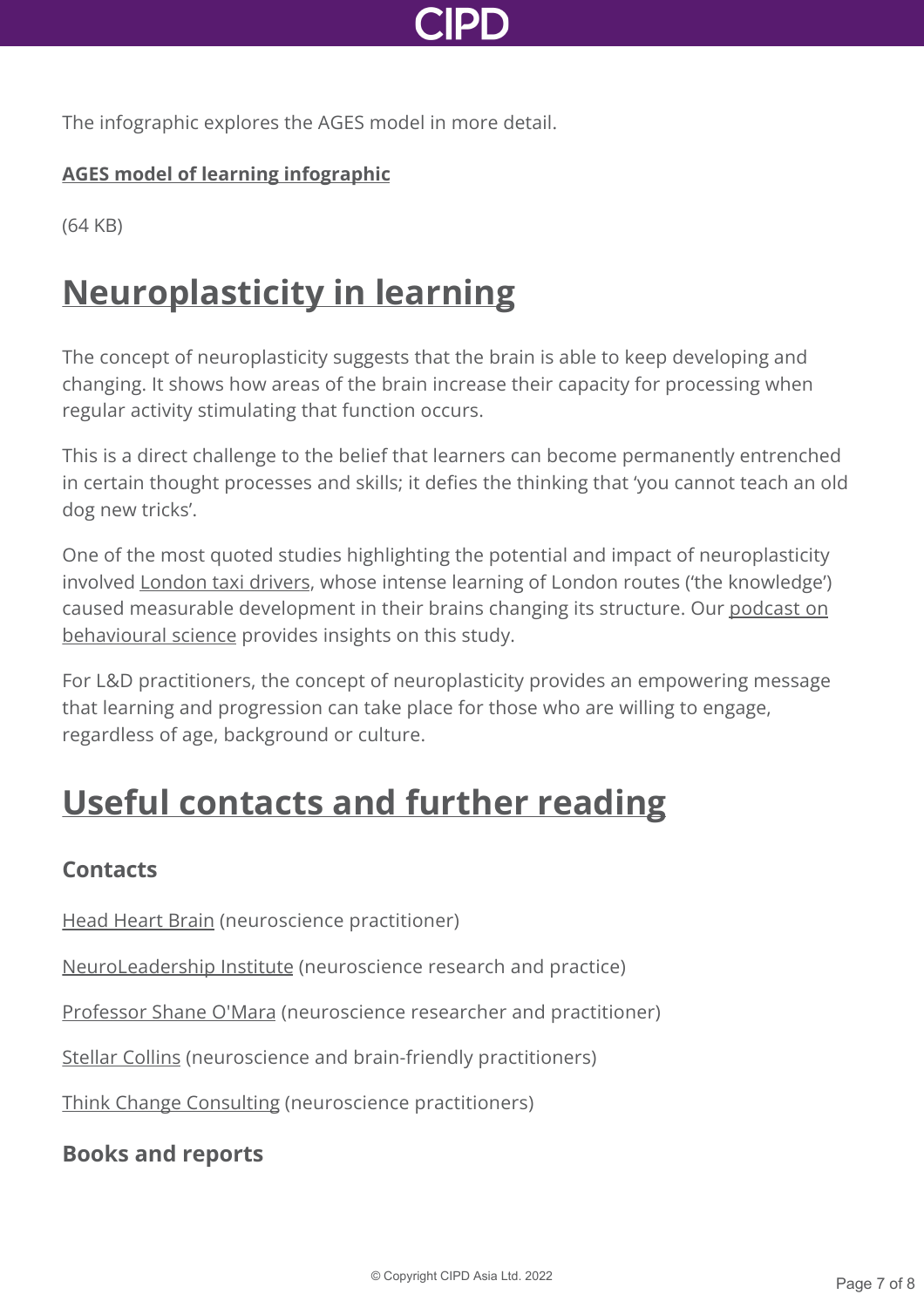The infographic explores the AGES model in more detail.

**AGES model of learning infographic**

(64 KB)

## Neuroplasticity in learning

The concept of neuroplasticity suggests that the brain is able to keep developing and changing. It shows how areas of the brain increase their capacity for processing when regular activity stimulating that function occurs.

This is a direct challenge to the belief that learners can become permanently entrenched in certain thought processes and skills; it defies the thinking that 'you cannot teach an old dog new tricks'.

One of the most quoted studies highlighting the potential and impact of neuroplasticity involved London taxi drivers, whose intense learning of London routes ('the knowledge') caused measurable development in their brains changing its structure. Our podcast on behavioural science provides insights on this study.

For L&D practitioners, the concept of neuroplasticity provides an empowering message that learning and progression can take place for those who are willing to engage, regardless of age, background or culture.

## Useful contacts and further reading

### Contacts

Head Heart Brain (neuroscience practitioner)

NeuroLeadership Institute (neuroscience research and practice)

Professor Shane O'Mara (neuroscience researcher and practitioner)

Stellar Collins (neuroscience and brain-friendly practitioners)

Think Change Consulting (neuroscience practitioners)

### Books and reports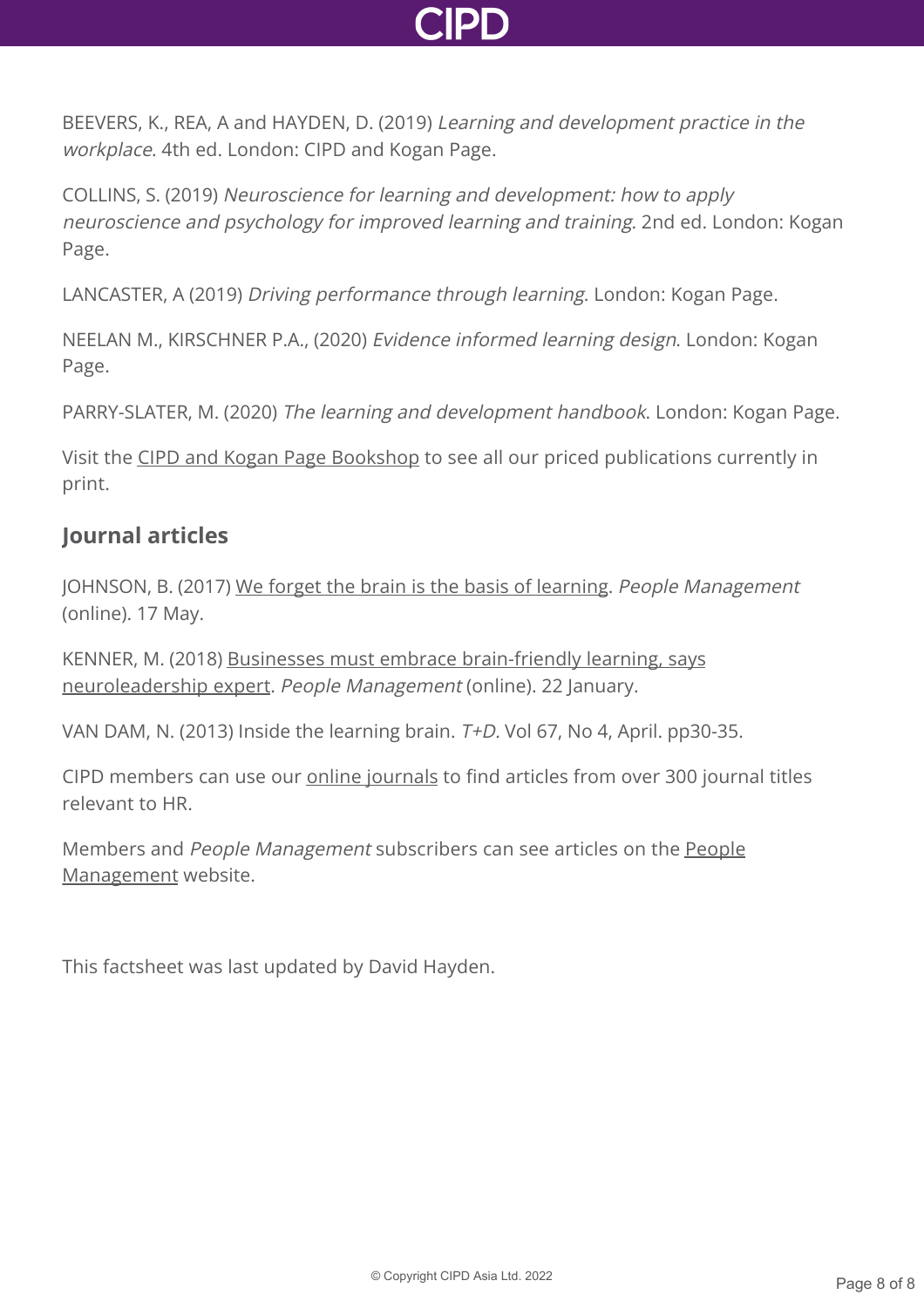BEEVERS, K., REA, A and HAYDEN, D. (2019) *Learning and development practice in the workplace*. 4th ed. London: CIPD and Kogan Page.

COLLINS, S. (2019) *Neuroscience for learning and development: how to apply neuroscience and psychology for improved learning and training*. 2nd ed. London: Kogan Page.

LANCASTER, A (2019) *Driving performance through learning*. London: Kogan Page.

NEELAN M., KIRSCHNER P.A., (2020) *Evidence informed learning design*. London: Kogan Page.

PARRY-SLATER, M. (2020) *The learning and development handbook*. London: Kogan Page.

Visit the CIPD and Kogan Page Bookshop to see all our priced publications currently in print.

## Journal articles

JOHNSON, B. (2017) We forget the brain is the basis of learning. *People Management* (online). 17 May.

KENNER, M. (2018) Businesses must embrace brain-friendly learning, says neuroleadership expert. *People Management* (online). 22 January.

VAN DAM, N. (2013) Inside the learning brain. *T+D*. Vol 67, No 4, April. pp30-35.

CIPD members can use our online journals to find articles from over 300 journal titles relevant to HR.

Members and *People Management* subscribers can see articles on the People Management website.

This factsheet was last updated by David Hayden.

© Copyright CIPD Asia Ltd. 2022